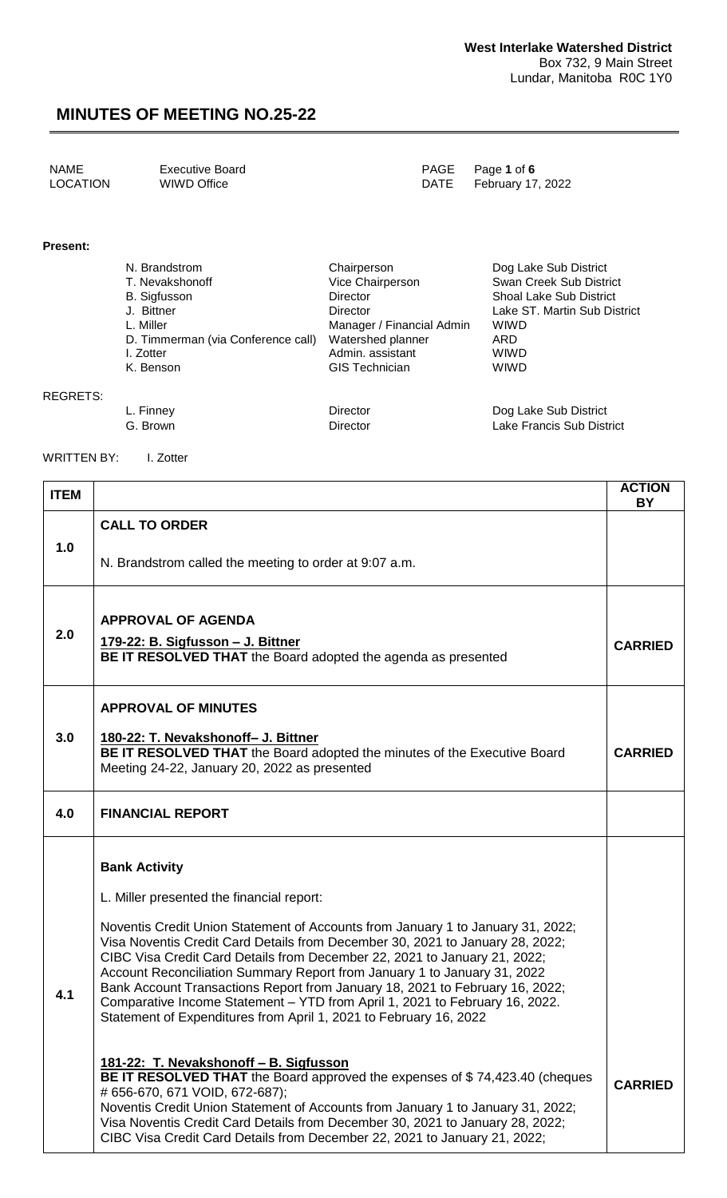**West Interlake Watershed District**
Box 732, 9 Main Street
Lundar, Manitoba R0C 1Y0

# MINUTES OF MEETING NO.25-22

| | | | |
|---|---|---|---|
| NAME | Executive Board | PAGE | Page **1** of **6** |
| LOCATION | WIWD Office | DATE | February 17, 2022 |

**Present:**

| | | |
|---|---|---|
| N. Brandstrom | Chairperson | Dog Lake Sub District |
| T. Nevakshonoff | Vice Chairperson | Swan Creek Sub District |
| B. Sigfusson | Director | Shoal Lake Sub District |
| J. Bittner | Director | Lake ST. Martin Sub District |
| L. Miller | Manager / Financial Admin | WIWD |
| D. Timmerman (via Conference call) | Watershed planner | ARD |
| I. Zotter | Admin. assistant | WIWD |
| K. Benson | GIS Technician | WIWD |

REGRETS:

| | | |
|---|---|---|
| L. Finney | Director | Dog Lake Sub District |
| G. Brown | Director | Lake Francis Sub District |

WRITTEN BY: I. Zotter

| ITEM | | ACTION BY |
|---|---|---|
| 1.0 | **CALL TO ORDER**<br><br>N. Brandstrom called the meeting to order at 9:07 a.m. | |
| 2.0 | **APPROVAL OF AGENDA**<br><br>**179-22: B. Sigfusson – J. Bittner**<br>**BE IT RESOLVED THAT** the Board adopted the agenda as presented | **CARRIED** |
| 3.0 | **APPROVAL OF MINUTES**<br><br>**180-22: T. Nevakshonoff– J. Bittner**<br>**BE IT RESOLVED THAT** the Board adopted the minutes of the Executive Board Meeting 24-22, January 20, 2022 as presented | **CARRIED** |
| 4.0 | **FINANCIAL REPORT** | |
| 4.1 | **Bank Activity**<br><br>L. Miller presented the financial report:<br><br>Noventis Credit Union Statement of Accounts from January 1 to January 31, 2022;<br>Visa Noventis Credit Card Details from December 30, 2021 to January 28, 2022;<br>CIBC Visa Credit Card Details from December 22, 2021 to January 21, 2022;<br>Account Reconciliation Summary Report from January 1 to January 31, 2022<br>Bank Account Transactions Report from January 18, 2021 to February 16, 2022;<br>Comparative Income Statement – YTD from April 1, 2021 to February 16, 2022.<br>Statement of Expenditures from April 1, 2021 to February 16, 2022<br><br>**181-22: T. Nevakshonoff – B. Sigfusson**<br>**BE IT RESOLVED THAT** the Board approved the expenses of $ 74,423.40 (cheques # 656-670, 671 VOID, 672-687);<br>Noventis Credit Union Statement of Accounts from January 1 to January 31, 2022;<br>Visa Noventis Credit Card Details from December 30, 2021 to January 28, 2022;<br>CIBC Visa Credit Card Details from December 22, 2021 to January 21, 2022; | **CARRIED** |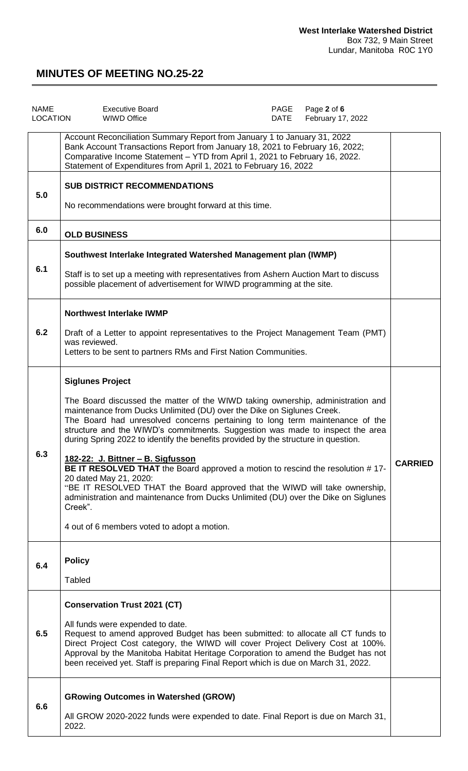**West Interlake Watershed District**
Box 732, 9 Main Street
Lundar, Manitoba R0C 1Y0

# MINUTES OF MEETING NO.25-22

| NAME | Executive Board | PAGE | Page 2 of 6 |
|---|---|---|---|
| LOCATION | WIWD Office | DATE | February 17, 2022 |

| | | |
|---|---|---|
| | Account Reconciliation Summary Report from January 1 to January 31, 2022<br>Bank Account Transactions Report from January 18, 2021 to February 16, 2022;<br>Comparative Income Statement – YTD from April 1, 2021 to February 16, 2022.<br>Statement of Expenditures from April 1, 2021 to February 16, 2022 | |
| 5.0 | **SUB DISTRICT RECOMMENDATIONS**<br><br>No recommendations were brought forward at this time. | |
| 6.0 | **OLD BUSINESS** | |
| 6.1 | **Southwest Interlake Integrated Watershed Management plan (IWMP)**<br><br>Staff is to set up a meeting with representatives from Ashern Auction Mart to discuss possible placement of advertisement for WIWD programming at the site. | |
| 6.2 | **Northwest Interlake IWMP**<br><br>Draft of a Letter to appoint representatives to the Project Management Team (PMT) was reviewed.<br>Letters to be sent to partners RMs and First Nation Communities. | |
| 6.3 | **Siglunes Project**<br><br>The Board discussed the matter of the WIWD taking ownership, administration and maintenance from Ducks Unlimited (DU) over the Dike on Siglunes Creek.<br>The Board had unresolved concerns pertaining to long term maintenance of the structure and the WIWD's commitments. Suggestion was made to inspect the area during Spring 2022 to identify the benefits provided by the structure in question.<br><br>**182-22: J. Bittner – B. Sigfusson**<br>**BE IT RESOLVED THAT** the Board approved a motion to rescind the resolution # 17-20 dated May 21, 2020:<br>"BE IT RESOLVED THAT the Board approved that the WIWD will take ownership, administration and maintenance from Ducks Unlimited (DU) over the Dike on Siglunes Creek".<br><br>4 out of 6 members voted to adopt a motion. | **CARRIED** |
| 6.4 | **Policy**<br><br>Tabled | |
| 6.5 | **Conservation Trust 2021 (CT)**<br><br>All funds were expended to date.<br>Request to amend approved Budget has been submitted: to allocate all CT funds to Direct Project Cost category, the WIWD will cover Project Delivery Cost at 100%. Approval by the Manitoba Habitat Heritage Corporation to amend the Budget has not been received yet. Staff is preparing Final Report which is due on March 31, 2022. | |
| 6.6 | **GRowing Outcomes in Watershed (GROW)**<br><br>All GROW 2020-2022 funds were expended to date. Final Report is due on March 31, 2022. | |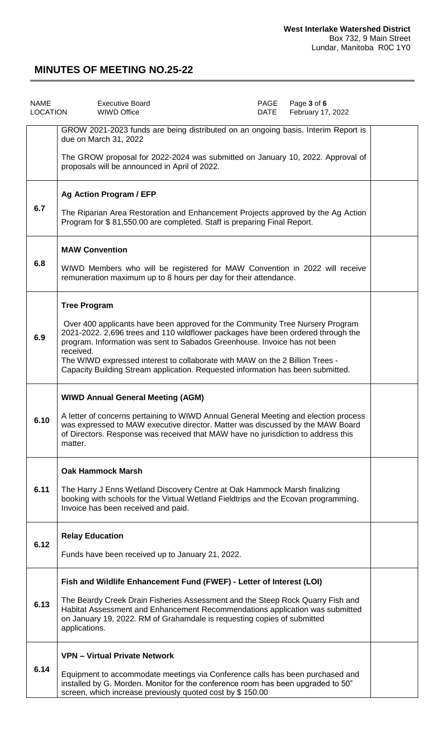| | | |
|---|---|---|
| | GROW 2021-2023 funds are being distributed on an ongoing basis. Interim Report is due on March 31, 2022<br><br>The GROW proposal for 2022-2024 was submitted on January 10, 2022. Approval of proposals will be announced in April of 2022. | |
| 6.7 | **Ag Action Program / EFP**<br><br>The Riparian Area Restoration and Enhancement Projects approved by the Ag Action Program for $ 81,550.00 are completed. Staff is preparing Final Report. | |
| 6.8 | **MAW Convention**<br><br>WIWD Members who will be registered for MAW Convention in 2022 will receive remuneration maximum up to 8 hours per day for their attendance. | |
| 6.9 | **Tree Program**<br><br>Over 400 applicants have been approved for the Community Tree Nursery Program 2021-2022. 2,696 trees and 110 wildflower packages have been ordered through the program. Information was sent to Sabados Greenhouse. Invoice has not been received.<br>The WIWD expressed interest to collaborate with MAW on the 2 Billion Trees - Capacity Building Stream application. Requested information has been submitted. | |
| 6.10 | **WIWD Annual General Meeting (AGM)**<br><br>A letter of concerns pertaining to WIWD Annual General Meeting and election process was expressed to MAW executive director. Matter was discussed by the MAW Board of Directors. Response was received that MAW have no jurisdiction to address this matter. | |
| 6.11 | **Oak Hammock Marsh**<br><br>The Harry J Enns Wetland Discovery Centre at Oak Hammock Marsh finalizing booking with schools for the Virtual Wetland Fieldtrips and the Ecovan programming. Invoice has been received and paid. | |
| 6.12 | **Relay Education**<br><br>Funds have been received up to January 21, 2022. | |
| 6.13 | **Fish and Wildlife Enhancement Fund (FWEF) - Letter of Interest (LOI)**<br><br>The Beardy Creek Drain Fisheries Assessment and the Steep Rock Quarry Fish and Habitat Assessment and Enhancement Recommendations application was submitted on January 19, 2022. RM of Grahamdale is requesting copies of submitted applications. | |
| 6.14 | **VPN – Virtual Private Network**<br><br>Equipment to accommodate meetings via Conference calls has been purchased and installed by G. Morden. Monitor for the conference room has been upgraded to 50" screen, which increase previously quoted cost by $ 150.00 | |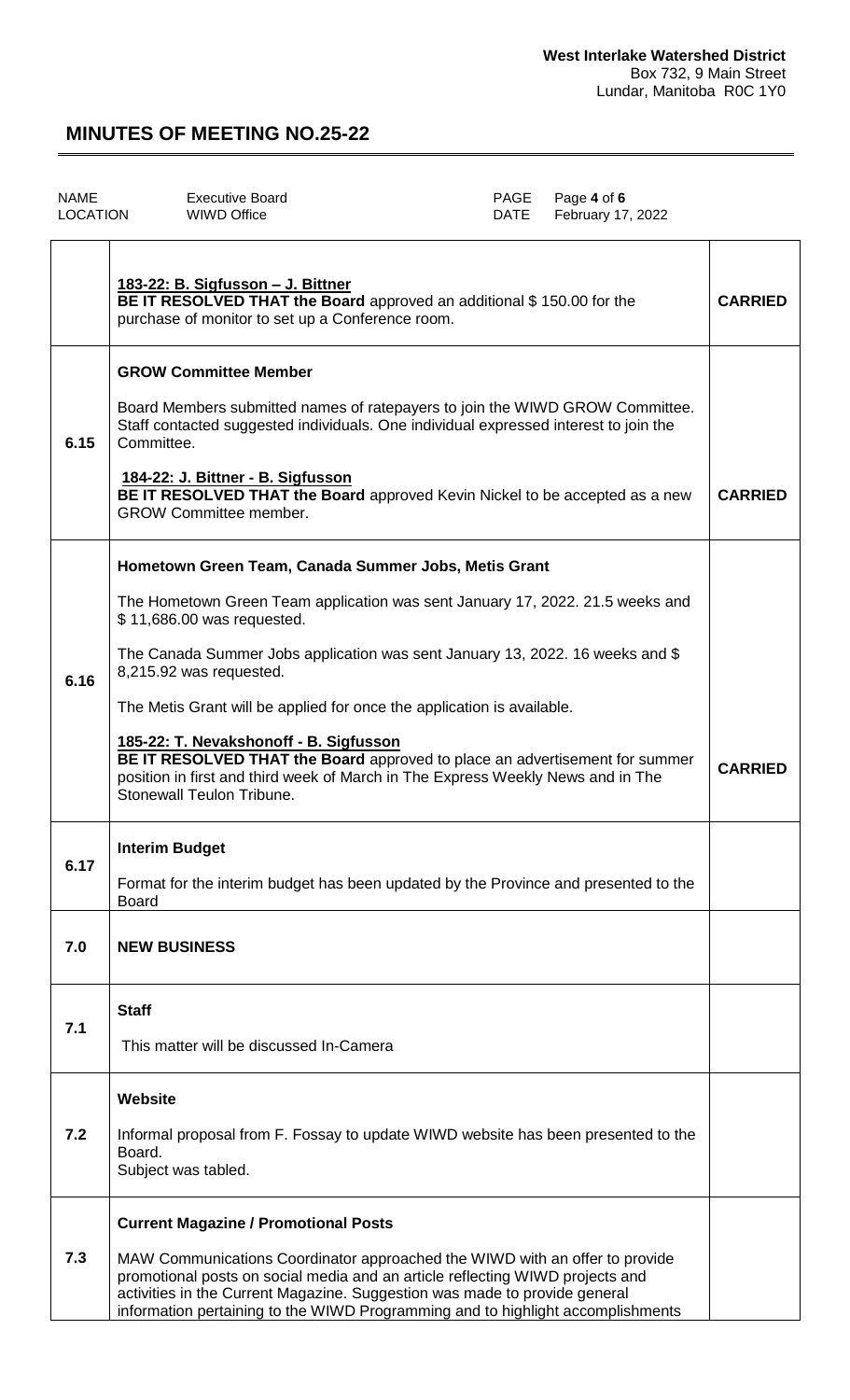**West Interlake Watershed District**
Box 732, 9 Main Street
Lundar, Manitoba R0C 1Y0

# MINUTES OF MEETING NO.25-22

| NAME | Executive Board | PAGE | Page **4** of **6** |
|---|---|---|---|
| LOCATION | WIWD Office | DATE | February 17, 2022 |

| | | |
|---|---|---|
| | **183-22: B. Sigfusson – J. Bittner**<br>**BE IT RESOLVED THAT the Board** approved an additional $ 150.00 for the purchase of monitor to set up a Conference room. | **CARRIED** |
| 6.15 | **GROW Committee Member**<br><br>Board Members submitted names of ratepayers to join the WIWD GROW Committee. Staff contacted suggested individuals. One individual expressed interest to join the Committee.<br><br>**184-22: J. Bittner - B. Sigfusson**<br>**BE IT RESOLVED THAT the Board** approved Kevin Nickel to be accepted as a new GROW Committee member. | **CARRIED** |
| 6.16 | **Hometown Green Team, Canada Summer Jobs, Metis Grant**<br><br>The Hometown Green Team application was sent January 17, 2022. 21.5 weeks and $ 11,686.00 was requested.<br><br>The Canada Summer Jobs application was sent January 13, 2022. 16 weeks and $ 8,215.92 was requested.<br><br>The Metis Grant will be applied for once the application is available.<br><br>**185-22: T. Nevakshonoff - B. Sigfusson**<br>**BE IT RESOLVED THAT the Board** approved to place an advertisement for summer position in first and third week of March in The Express Weekly News and in The Stonewall Teulon Tribune. | **CARRIED** |
| 6.17 | **Interim Budget**<br><br>Format for the interim budget has been updated by the Province and presented to the Board | |
| 7.0 | **NEW BUSINESS** | |
| 7.1 | **Staff**<br><br>This matter will be discussed In-Camera | |
| 7.2 | **Website**<br><br>Informal proposal from F. Fossay to update WIWD website has been presented to the Board.<br>Subject was tabled. | |
| 7.3 | **Current Magazine / Promotional Posts**<br><br>MAW Communications Coordinator approached the WIWD with an offer to provide promotional posts on social media and an article reflecting WIWD projects and activities in the Current Magazine. Suggestion was made to provide general information pertaining to the WIWD Programming and to highlight accomplishments | |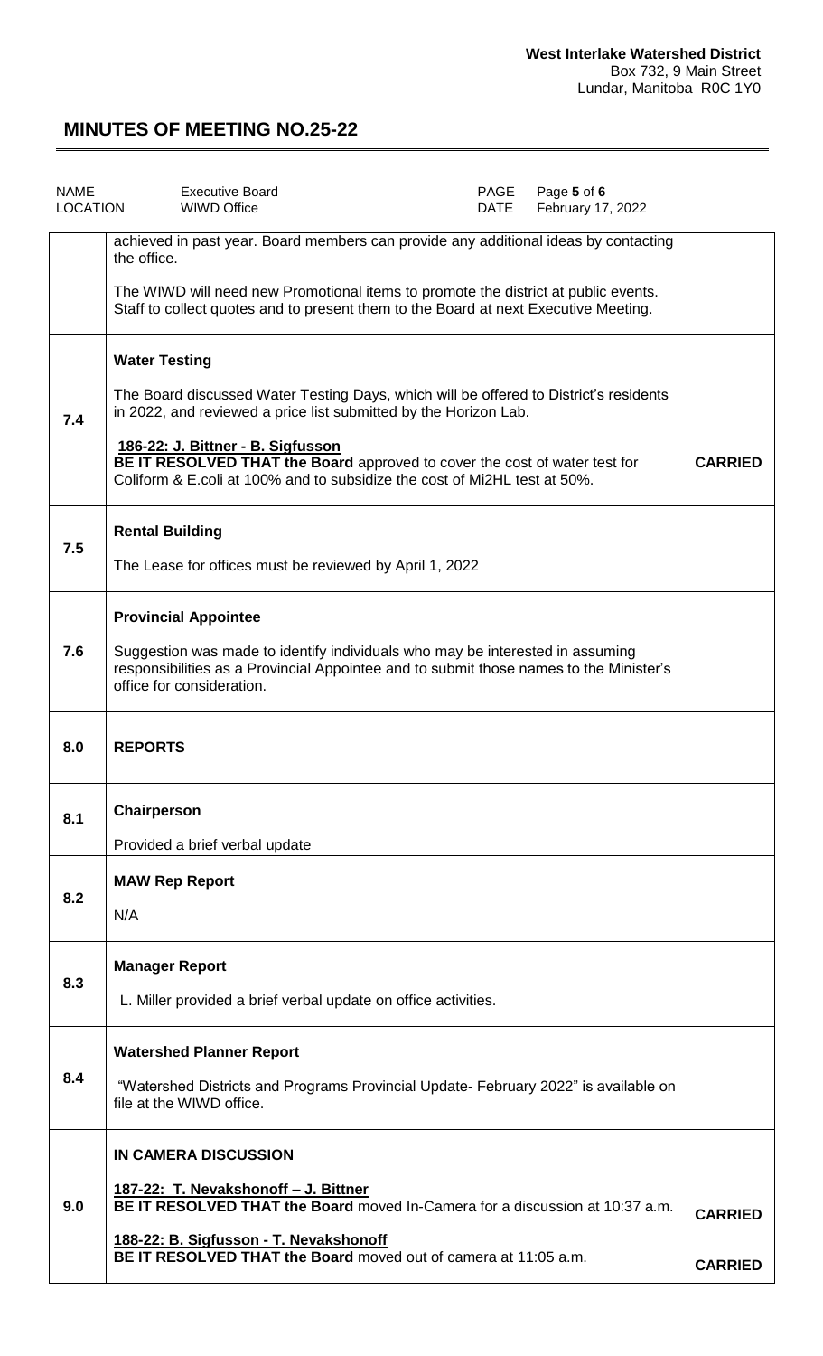# MINUTES OF MEETING NO.25-22

| NAME | Executive Board | DATE | February 17, 2022 |
| --- | --- | --- | --- |
| LOCATION | WIWD Office | | |

| | | |
| --- | --- | --- |
| | achieved in past year. Board members can provide any additional ideas by contacting the office.<br><br>The WIWD will need new Promotional items to promote the district at public events. Staff to collect quotes and to present them to the Board at next Executive Meeting. | |
| 7.4 | **Water Testing**<br><br>The Board discussed Water Testing Days, which will be offered to District's residents in 2022, and reviewed a price list submitted by the Horizon Lab.<br><br>**186-22: J. Bittner - B. Sigfusson**<br>**BE IT RESOLVED THAT the Board** approved to cover the cost of water test for Coliform & E.coli at 100% and to subsidize the cost of Mi2HL test at 50%. | **CARRIED** |
| 7.5 | **Rental Building**<br><br>The Lease for offices must be reviewed by April 1, 2022 | |
| 7.6 | **Provincial Appointee**<br><br>Suggestion was made to identify individuals who may be interested in assuming responsibilities as a Provincial Appointee and to submit those names to the Minister's office for consideration. | |
| 8.0 | **REPORTS** | |
| 8.1 | **Chairperson**<br><br>Provided a brief verbal update | |
| 8.2 | **MAW Rep Report**<br><br>N/A | |
| 8.3 | **Manager Report**<br><br>L. Miller provided a brief verbal update on office activities. | |
| 8.4 | **Watershed Planner Report**<br><br>"Watershed Districts and Programs Provincial Update- February 2022" is available on file at the WIWD office. | |
| 9.0 | **IN CAMERA DISCUSSION**<br><br>**187-22: T. Nevakshonoff – J. Bittner**<br>**BE IT RESOLVED THAT the Board** moved In-Camera for a discussion at 10:37 a.m.<br><br>**188-22: B. Sigfusson - T. Nevakshonoff**<br>**BE IT RESOLVED THAT the Board** moved out of camera at 11:05 a.m. | **CARRIED**<br><br>**CARRIED** |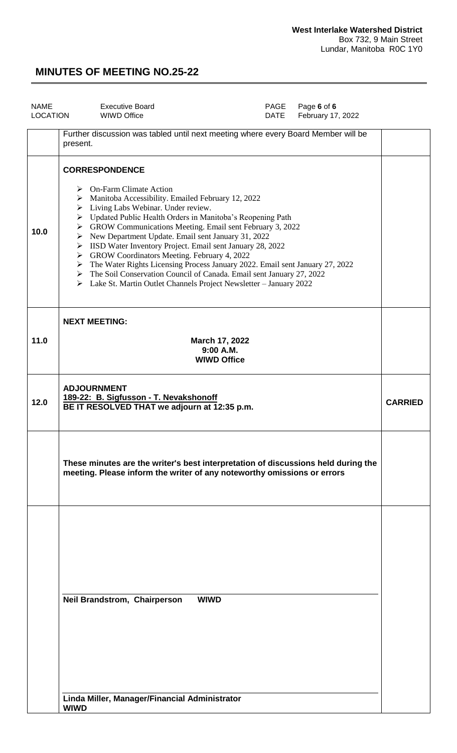| | | |
|---|---|---|
| | Further discussion was tabled until next meeting where every Board Member will be present. | |
| 10.0 | **CORRESPONDENCE**<br><br>- On-Farm Climate Action<br>- Manitoba Accessibility. Emailed February 12, 2022<br>- Living Labs Webinar. Under review.<br>- Updated Public Health Orders in Manitoba's Reopening Path<br>- GROW Communications Meeting. Email sent February 3, 2022<br>- New Department Update. Email sent January 31, 2022<br>- IISD Water Inventory Project. Email sent January 28, 2022<br>- GROW Coordinators Meeting. February 4, 2022<br>- The Water Rights Licensing Process January 2022. Email sent January 27, 2022<br>- The Soil Conservation Council of Canada. Email sent January 27, 2022<br>- Lake St. Martin Outlet Channels Project Newsletter – January 2022 | |
| 11.0 | **NEXT MEETING:**<br><br>**March 17, 2022**<br>**9:00 A.M.**<br>**WIWD Office** | |
| 12.0 | **ADJOURNMENT**<br>**189-22: B. Sigfusson - T. Nevakshonoff**<br>**BE IT RESOLVED THAT we adjourn at 12:35 p.m.** | **CARRIED** |
| | **These minutes are the writer's best interpretation of discussions held during the meeting. Please inform the writer of any noteworthy omissions or errors** | |
| | **Neil Brandstrom, Chairperson WIWD**<br><br>**Linda Miller, Manager/Financial Administrator WIWD** | |